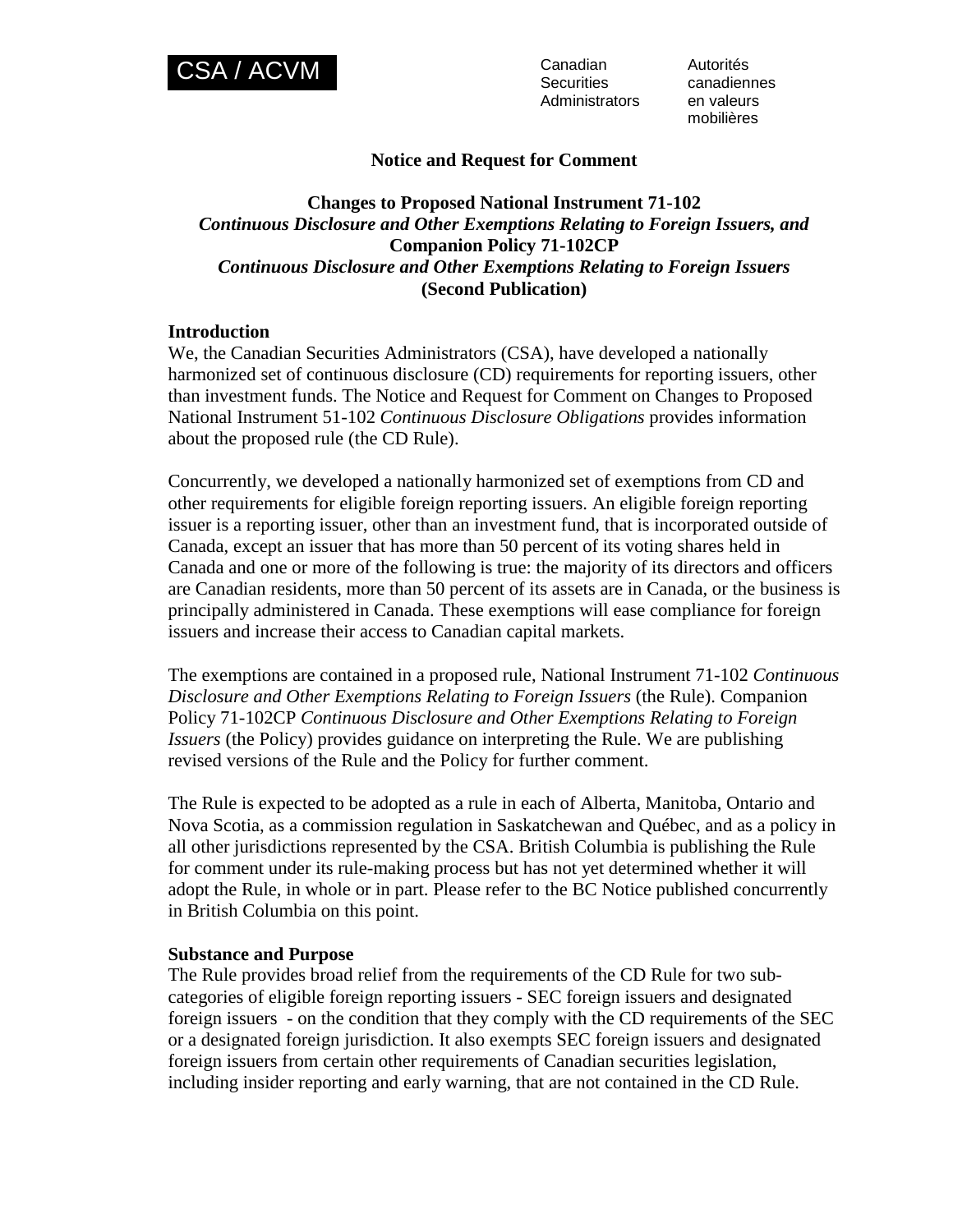CSA / ACVM

Canadian Securities Administrators

Autorités canadiennes en valeurs mobilières

**Notice and Request for Comment**

**Changes to Proposed National Instrument 71-102**
***Continuous Disclosure and Other Exemptions Relating to Foreign Issuers, and***
**Companion Policy 71-102CP**
***Continuous Disclosure and Other Exemptions Relating to Foreign Issuers***
**(Second Publication)**

**Introduction**

We, the Canadian Securities Administrators (CSA), have developed a nationally harmonized set of continuous disclosure (CD) requirements for reporting issuers, other than investment funds. The Notice and Request for Comment on Changes to Proposed National Instrument 51-102 *Continuous Disclosure Obligations* provides information about the proposed rule (the CD Rule).

Concurrently, we developed a nationally harmonized set of exemptions from CD and other requirements for eligible foreign reporting issuers. An eligible foreign reporting issuer is a reporting issuer, other than an investment fund, that is incorporated outside of Canada, except an issuer that has more than 50 percent of its voting shares held in Canada and one or more of the following is true: the majority of its directors and officers are Canadian residents, more than 50 percent of its assets are in Canada, or the business is principally administered in Canada. These exemptions will ease compliance for foreign issuers and increase their access to Canadian capital markets.

The exemptions are contained in a proposed rule, National Instrument 71-102 *Continuous Disclosure and Other Exemptions Relating to Foreign Issuers* (the Rule). Companion Policy 71-102CP *Continuous Disclosure and Other Exemptions Relating to Foreign Issuers* (the Policy) provides guidance on interpreting the Rule. We are publishing revised versions of the Rule and the Policy for further comment.

The Rule is expected to be adopted as a rule in each of Alberta, Manitoba, Ontario and Nova Scotia, as a commission regulation in Saskatchewan and Québec, and as a policy in all other jurisdictions represented by the CSA. British Columbia is publishing the Rule for comment under its rule-making process but has not yet determined whether it will adopt the Rule, in whole or in part. Please refer to the BC Notice published concurrently in British Columbia on this point.

**Substance and Purpose**

The Rule provides broad relief from the requirements of the CD Rule for two sub-categories of eligible foreign reporting issuers - SEC foreign issuers and designated foreign issuers - on the condition that they comply with the CD requirements of the SEC or a designated foreign jurisdiction. It also exempts SEC foreign issuers and designated foreign issuers from certain other requirements of Canadian securities legislation, including insider reporting and early warning, that are not contained in the CD Rule.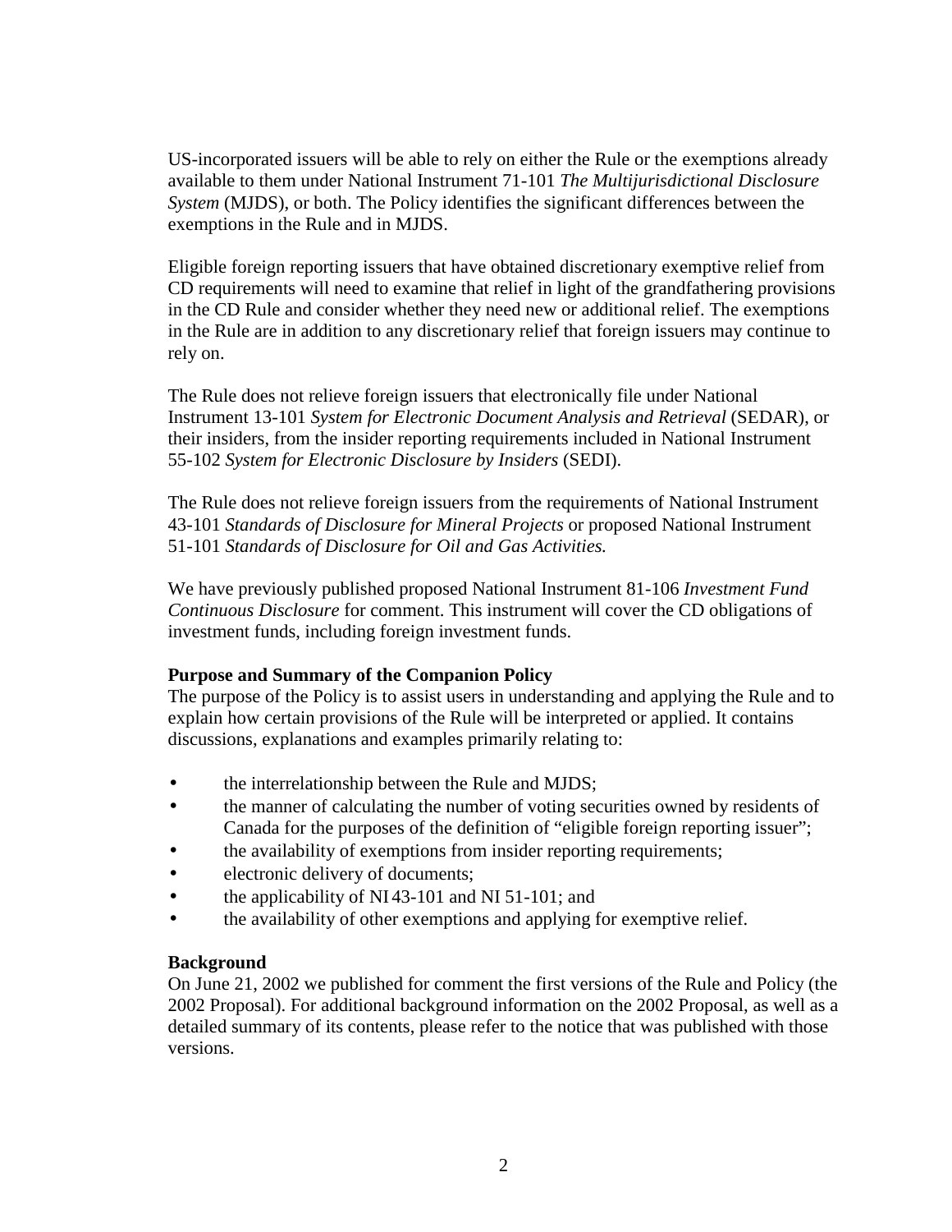US-incorporated issuers will be able to rely on either the Rule or the exemptions already available to them under National Instrument 71-101 *The Multijurisdictional Disclosure System* (MJDS), or both. The Policy identifies the significant differences between the exemptions in the Rule and in MJDS.

Eligible foreign reporting issuers that have obtained discretionary exemptive relief from CD requirements will need to examine that relief in light of the grandfathering provisions in the CD Rule and consider whether they need new or additional relief. The exemptions in the Rule are in addition to any discretionary relief that foreign issuers may continue to rely on.

The Rule does not relieve foreign issuers that electronically file under National Instrument 13-101 *System for Electronic Document Analysis and Retrieval* (SEDAR), or their insiders, from the insider reporting requirements included in National Instrument 55-102 *System for Electronic Disclosure by Insiders* (SEDI).

The Rule does not relieve foreign issuers from the requirements of National Instrument 43-101 *Standards of Disclosure for Mineral Projects* or proposed National Instrument 51-101 *Standards of Disclosure for Oil and Gas Activities.*

We have previously published proposed National Instrument 81-106 *Investment Fund Continuous Disclosure* for comment. This instrument will cover the CD obligations of investment funds, including foreign investment funds.

**Purpose and Summary of the Companion Policy**

The purpose of the Policy is to assist users in understanding and applying the Rule and to explain how certain provisions of the Rule will be interpreted or applied. It contains discussions, explanations and examples primarily relating to:

- the interrelationship between the Rule and MJDS;
- the manner of calculating the number of voting securities owned by residents of Canada for the purposes of the definition of "eligible foreign reporting issuer";
- the availability of exemptions from insider reporting requirements;
- electronic delivery of documents;
- the applicability of NI 43-101 and NI 51-101; and
- the availability of other exemptions and applying for exemptive relief.

**Background**

On June 21, 2002 we published for comment the first versions of the Rule and Policy (the 2002 Proposal). For additional background information on the 2002 Proposal, as well as a detailed summary of its contents, please refer to the notice that was published with those versions.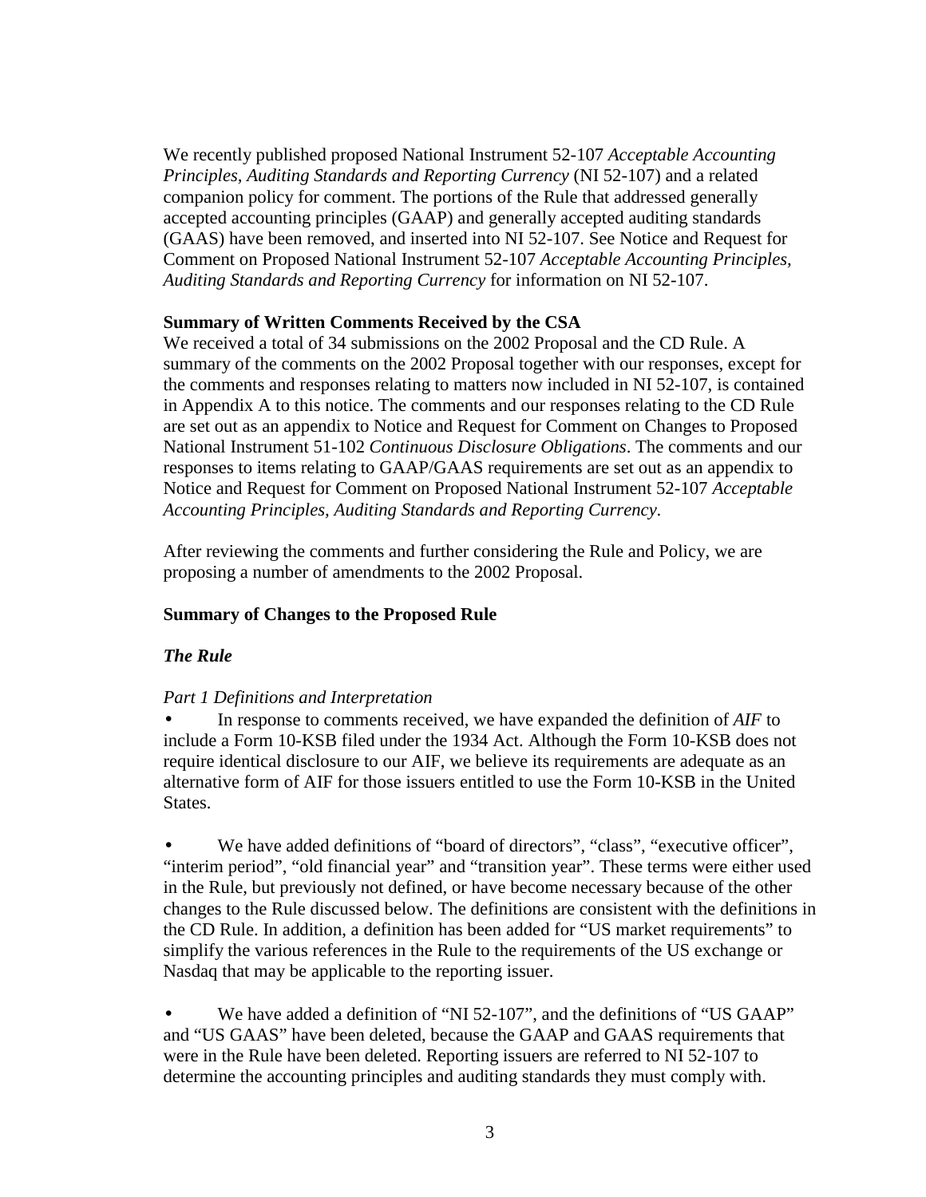We recently published proposed National Instrument 52-107 *Acceptable Accounting Principles, Auditing Standards and Reporting Currency* (NI 52-107) and a related companion policy for comment. The portions of the Rule that addressed generally accepted accounting principles (GAAP) and generally accepted auditing standards (GAAS) have been removed, and inserted into NI 52-107. See Notice and Request for Comment on Proposed National Instrument 52-107 *Acceptable Accounting Principles, Auditing Standards and Reporting Currency* for information on NI 52-107.

**Summary of Written Comments Received by the CSA**

We received a total of 34 submissions on the 2002 Proposal and the CD Rule. A summary of the comments on the 2002 Proposal together with our responses, except for the comments and responses relating to matters now included in NI 52-107, is contained in Appendix A to this notice. The comments and our responses relating to the CD Rule are set out as an appendix to Notice and Request for Comment on Changes to Proposed National Instrument 51-102 *Continuous Disclosure Obligations*. The comments and our responses to items relating to GAAP/GAAS requirements are set out as an appendix to Notice and Request for Comment on Proposed National Instrument 52-107 *Acceptable Accounting Principles, Auditing Standards and Reporting Currency.*

After reviewing the comments and further considering the Rule and Policy, we are proposing a number of amendments to the 2002 Proposal.

**Summary of Changes to the Proposed Rule**

***The Rule***

*Part 1 Definitions and Interpretation*

- In response to comments received, we have expanded the definition of *AIF* to include a Form 10-KSB filed under the 1934 Act. Although the Form 10-KSB does not require identical disclosure to our AIF, we believe its requirements are adequate as an alternative form of AIF for those issuers entitled to use the Form 10-KSB in the United States.

- We have added definitions of “board of directors”, “class”, “executive officer”, “interim period”, “old financial year” and “transition year”. These terms were either used in the Rule, but previously not defined, or have become necessary because of the other changes to the Rule discussed below. The definitions are consistent with the definitions in the CD Rule. In addition, a definition has been added for “US market requirements” to simplify the various references in the Rule to the requirements of the US exchange or Nasdaq that may be applicable to the reporting issuer.

- We have added a definition of “NI 52-107”, and the definitions of “US GAAP” and “US GAAS” have been deleted, because the GAAP and GAAS requirements that were in the Rule have been deleted. Reporting issuers are referred to NI 52-107 to determine the accounting principles and auditing standards they must comply with.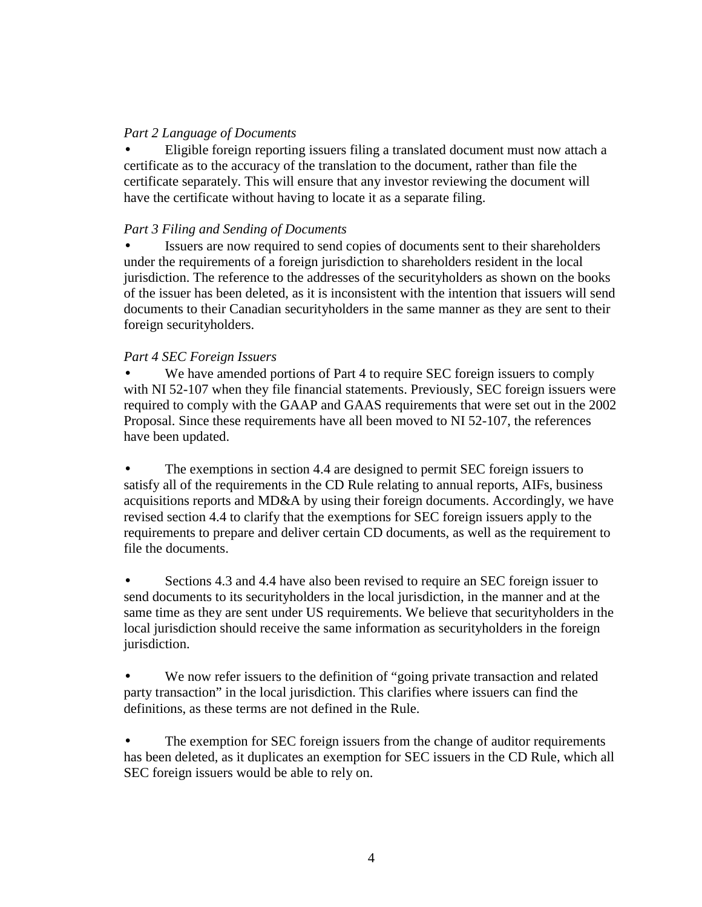*Part 2 Language of Documents*

- Eligible foreign reporting issuers filing a translated document must now attach a certificate as to the accuracy of the translation to the document, rather than file the certificate separately. This will ensure that any investor reviewing the document will have the certificate without having to locate it as a separate filing.

*Part 3 Filing and Sending of Documents*

- Issuers are now required to send copies of documents sent to their shareholders under the requirements of a foreign jurisdiction to shareholders resident in the local jurisdiction. The reference to the addresses of the securityholders as shown on the books of the issuer has been deleted, as it is inconsistent with the intention that issuers will send documents to their Canadian securityholders in the same manner as they are sent to their foreign securityholders.

*Part 4 SEC Foreign Issuers*

- We have amended portions of Part 4 to require SEC foreign issuers to comply with NI 52-107 when they file financial statements. Previously, SEC foreign issuers were required to comply with the GAAP and GAAS requirements that were set out in the 2002 Proposal. Since these requirements have all been moved to NI 52-107, the references have been updated.

- The exemptions in section 4.4 are designed to permit SEC foreign issuers to satisfy all of the requirements in the CD Rule relating to annual reports, AIFs, business acquisitions reports and MD&A by using their foreign documents. Accordingly, we have revised section 4.4 to clarify that the exemptions for SEC foreign issuers apply to the requirements to prepare and deliver certain CD documents, as well as the requirement to file the documents.

- Sections 4.3 and 4.4 have also been revised to require an SEC foreign issuer to send documents to its securityholders in the local jurisdiction, in the manner and at the same time as they are sent under US requirements. We believe that securityholders in the local jurisdiction should receive the same information as securityholders in the foreign jurisdiction.

- We now refer issuers to the definition of "going private transaction and related party transaction" in the local jurisdiction. This clarifies where issuers can find the definitions, as these terms are not defined in the Rule.

- The exemption for SEC foreign issuers from the change of auditor requirements has been deleted, as it duplicates an exemption for SEC issuers in the CD Rule, which all SEC foreign issuers would be able to rely on.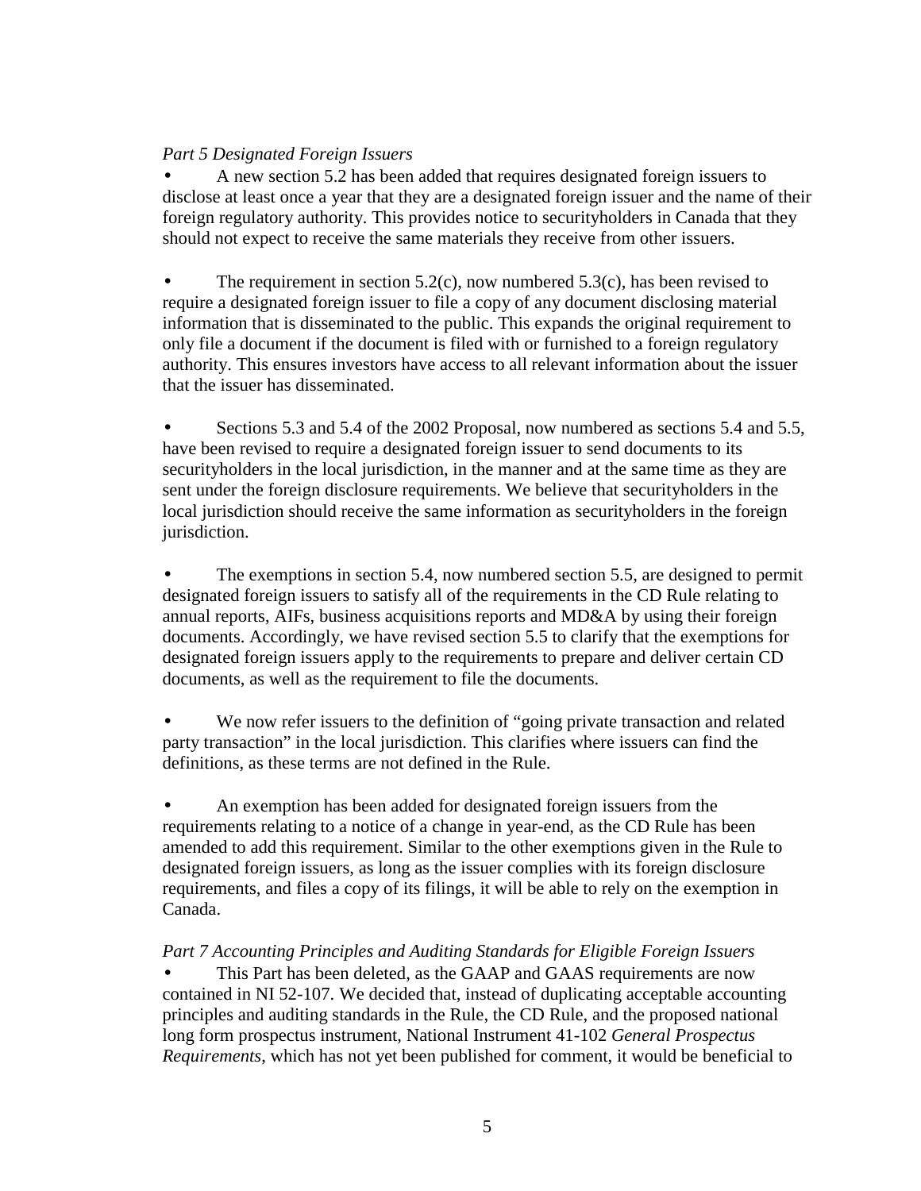*Part 5 Designated Foreign Issuers*

- A new section 5.2 has been added that requires designated foreign issuers to disclose at least once a year that they are a designated foreign issuer and the name of their foreign regulatory authority. This provides notice to securityholders in Canada that they should not expect to receive the same materials they receive from other issuers.

- The requirement in section 5.2(c), now numbered 5.3(c), has been revised to require a designated foreign issuer to file a copy of any document disclosing material information that is disseminated to the public. This expands the original requirement to only file a document if the document is filed with or furnished to a foreign regulatory authority. This ensures investors have access to all relevant information about the issuer that the issuer has disseminated.

- Sections 5.3 and 5.4 of the 2002 Proposal, now numbered as sections 5.4 and 5.5, have been revised to require a designated foreign issuer to send documents to its securityholders in the local jurisdiction, in the manner and at the same time as they are sent under the foreign disclosure requirements. We believe that securityholders in the local jurisdiction should receive the same information as securityholders in the foreign jurisdiction.

- The exemptions in section 5.4, now numbered section 5.5, are designed to permit designated foreign issuers to satisfy all of the requirements in the CD Rule relating to annual reports, AIFs, business acquisitions reports and MD&A by using their foreign documents. Accordingly, we have revised section 5.5 to clarify that the exemptions for designated foreign issuers apply to the requirements to prepare and deliver certain CD documents, as well as the requirement to file the documents.

- We now refer issuers to the definition of "going private transaction and related party transaction" in the local jurisdiction. This clarifies where issuers can find the definitions, as these terms are not defined in the Rule.

- An exemption has been added for designated foreign issuers from the requirements relating to a notice of a change in year-end, as the CD Rule has been amended to add this requirement. Similar to the other exemptions given in the Rule to designated foreign issuers, as long as the issuer complies with its foreign disclosure requirements, and files a copy of its filings, it will be able to rely on the exemption in Canada.

*Part 7 Accounting Principles and Auditing Standards for Eligible Foreign Issuers*

- This Part has been deleted, as the GAAP and GAAS requirements are now contained in NI 52-107. We decided that, instead of duplicating acceptable accounting principles and auditing standards in the Rule, the CD Rule, and the proposed national long form prospectus instrument, National Instrument 41-102 *General Prospectus Requirements*, which has not yet been published for comment, it would be beneficial to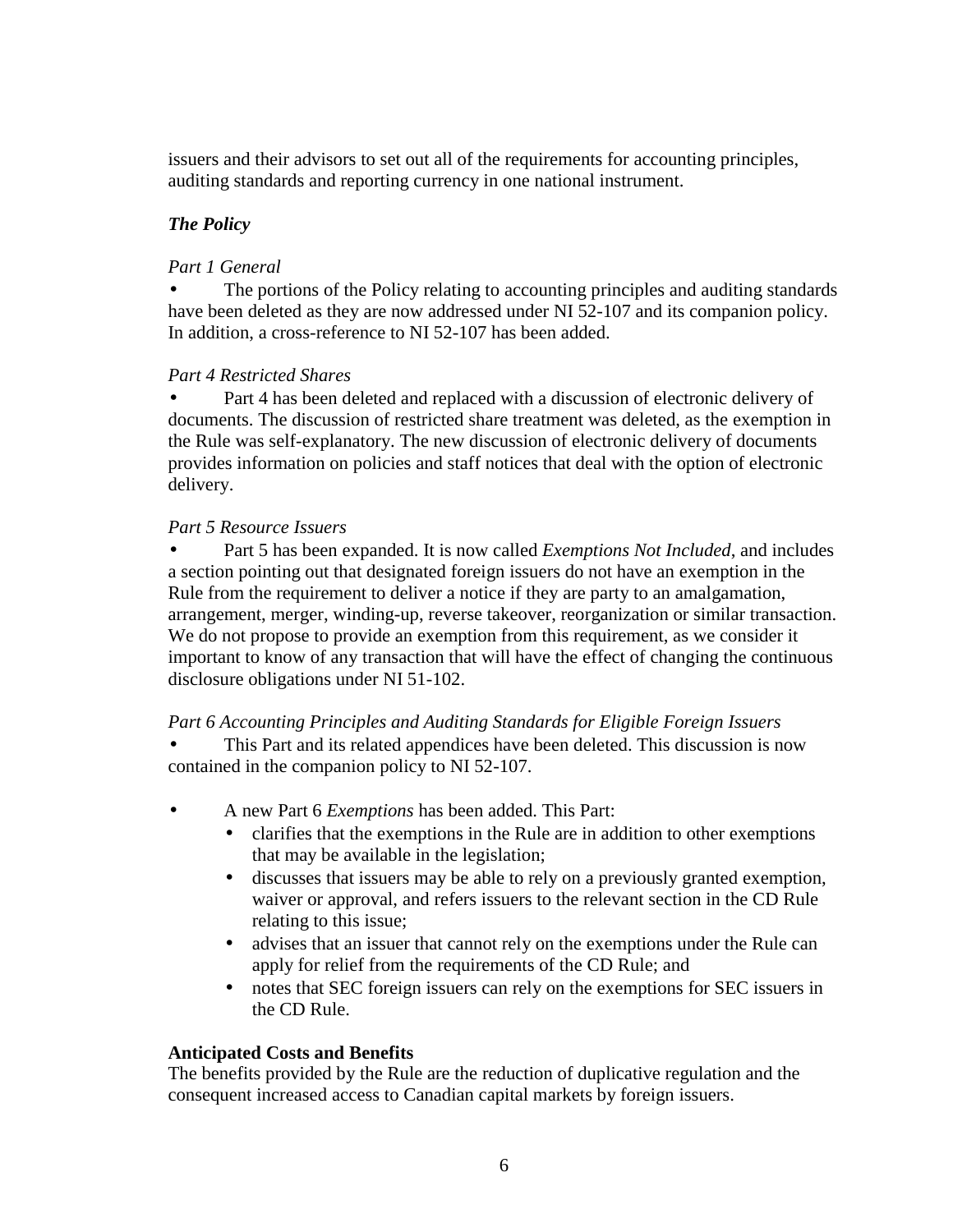issuers and their advisors to set out all of the requirements for accounting principles, auditing standards and reporting currency in one national instrument.

### *The Policy*

*Part 1 General*

- The portions of the Policy relating to accounting principles and auditing standards have been deleted as they are now addressed under NI 52-107 and its companion policy. In addition, a cross-reference to NI 52-107 has been added.

*Part 4 Restricted Shares*

- Part 4 has been deleted and replaced with a discussion of electronic delivery of documents. The discussion of restricted share treatment was deleted, as the exemption in the Rule was self-explanatory. The new discussion of electronic delivery of documents provides information on policies and staff notices that deal with the option of electronic delivery.

*Part 5 Resource Issuers*

- Part 5 has been expanded. It is now called *Exemptions Not Included*, and includes a section pointing out that designated foreign issuers do not have an exemption in the Rule from the requirement to deliver a notice if they are party to an amalgamation, arrangement, merger, winding-up, reverse takeover, reorganization or similar transaction. We do not propose to provide an exemption from this requirement, as we consider it important to know of any transaction that will have the effect of changing the continuous disclosure obligations under NI 51-102.

*Part 6 Accounting Principles and Auditing Standards for Eligible Foreign Issuers*

- This Part and its related appendices have been deleted. This discussion is now contained in the companion policy to NI 52-107.

- A new Part 6 *Exemptions* has been added. This Part:
  - clarifies that the exemptions in the Rule are in addition to other exemptions that may be available in the legislation;
  - discusses that issuers may be able to rely on a previously granted exemption, waiver or approval, and refers issuers to the relevant section in the CD Rule relating to this issue;
  - advises that an issuer that cannot rely on the exemptions under the Rule can apply for relief from the requirements of the CD Rule; and
  - notes that SEC foreign issuers can rely on the exemptions for SEC issuers in the CD Rule.

**Anticipated Costs and Benefits**

The benefits provided by the Rule are the reduction of duplicative regulation and the consequent increased access to Canadian capital markets by foreign issuers.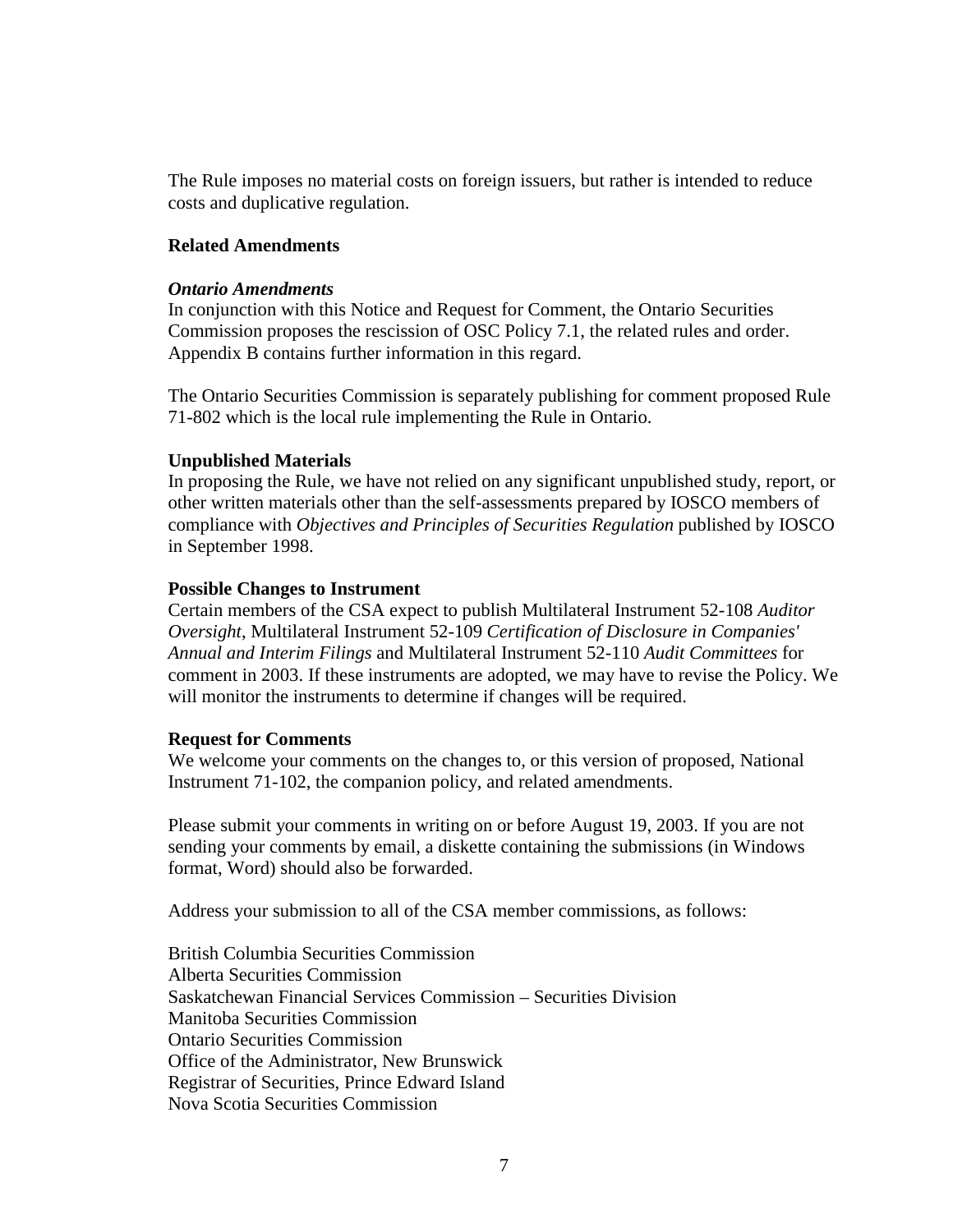The Rule imposes no material costs on foreign issuers, but rather is intended to reduce costs and duplicative regulation.

## Related Amendments

### *Ontario Amendments*

In conjunction with this Notice and Request for Comment, the Ontario Securities Commission proposes the rescission of OSC Policy 7.1, the related rules and order. Appendix B contains further information in this regard.

The Ontario Securities Commission is separately publishing for comment proposed Rule 71-802 which is the local rule implementing the Rule in Ontario.

## Unpublished Materials

In proposing the Rule, we have not relied on any significant unpublished study, report, or other written materials other than the self-assessments prepared by IOSCO members of compliance with *Objectives and Principles of Securities Regulation* published by IOSCO in September 1998.

## Possible Changes to Instrument

Certain members of the CSA expect to publish Multilateral Instrument 52-108 *Auditor Oversight*, Multilateral Instrument 52-109 *Certification of Disclosure in Companies' Annual and Interim Filings* and Multilateral Instrument 52-110 *Audit Committees* for comment in 2003. If these instruments are adopted, we may have to revise the Policy. We will monitor the instruments to determine if changes will be required.

## Request for Comments

We welcome your comments on the changes to, or this version of proposed, National Instrument 71-102, the companion policy, and related amendments.

Please submit your comments in writing on or before August 19, 2003. If you are not sending your comments by email, a diskette containing the submissions (in Windows format, Word) should also be forwarded.

Address your submission to all of the CSA member commissions, as follows:

British Columbia Securities Commission
Alberta Securities Commission
Saskatchewan Financial Services Commission – Securities Division
Manitoba Securities Commission
Ontario Securities Commission
Office of the Administrator, New Brunswick
Registrar of Securities, Prince Edward Island
Nova Scotia Securities Commission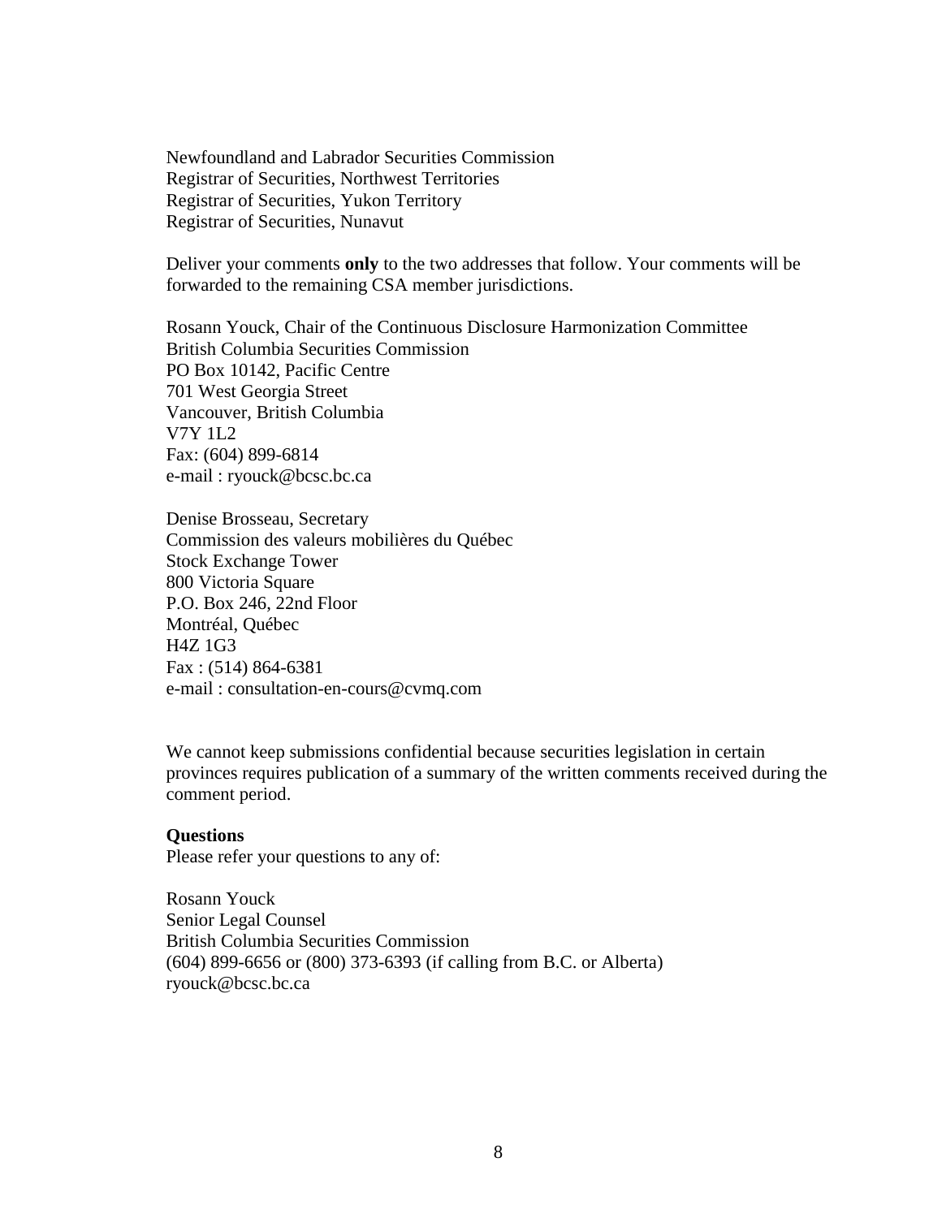Newfoundland and Labrador Securities Commission
Registrar of Securities, Northwest Territories
Registrar of Securities, Yukon Territory
Registrar of Securities, Nunavut

Deliver your comments **only** to the two addresses that follow. Your comments will be forwarded to the remaining CSA member jurisdictions.

Rosann Youck, Chair of the Continuous Disclosure Harmonization Committee
British Columbia Securities Commission
PO Box 10142, Pacific Centre
701 West Georgia Street
Vancouver, British Columbia
V7Y 1L2
Fax: (604) 899-6814
e-mail : ryouck@bcsc.bc.ca

Denise Brosseau, Secretary
Commission des valeurs mobilières du Québec
Stock Exchange Tower
800 Victoria Square
P.O. Box 246, 22nd Floor
Montréal, Québec
H4Z 1G3
Fax : (514) 864-6381
e-mail : consultation-en-cours@cvmq.com

We cannot keep submissions confidential because securities legislation in certain provinces requires publication of a summary of the written comments received during the comment period.

**Questions**
Please refer your questions to any of:

Rosann Youck
Senior Legal Counsel
British Columbia Securities Commission
(604) 899-6656 or (800) 373-6393 (if calling from B.C. or Alberta)
ryouck@bcsc.bc.ca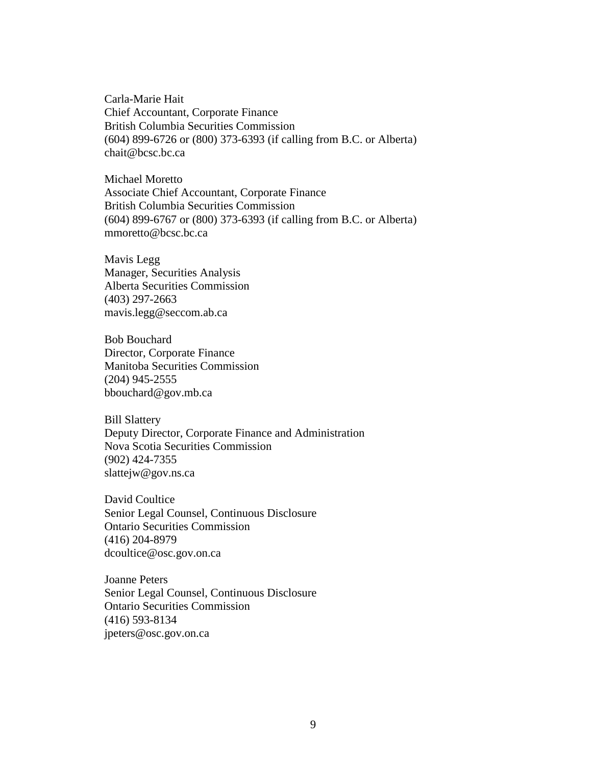Carla-Marie Hait
Chief Accountant, Corporate Finance
British Columbia Securities Commission
(604) 899-6726 or (800) 373-6393 (if calling from B.C. or Alberta)
chait@bcsc.bc.ca

Michael Moretto
Associate Chief Accountant, Corporate Finance
British Columbia Securities Commission
(604) 899-6767 or (800) 373-6393 (if calling from B.C. or Alberta)
mmoretto@bcsc.bc.ca

Mavis Legg
Manager, Securities Analysis
Alberta Securities Commission
(403) 297-2663
mavis.legg@seccom.ab.ca

Bob Bouchard
Director, Corporate Finance
Manitoba Securities Commission
(204) 945-2555
bbouchard@gov.mb.ca

Bill Slattery
Deputy Director, Corporate Finance and Administration
Nova Scotia Securities Commission
(902) 424-7355
slattejw@gov.ns.ca

David Coultice
Senior Legal Counsel, Continuous Disclosure
Ontario Securities Commission
(416) 204-8979
dcoultice@osc.gov.on.ca

Joanne Peters
Senior Legal Counsel, Continuous Disclosure
Ontario Securities Commission
(416) 593-8134
jpeters@osc.gov.on.ca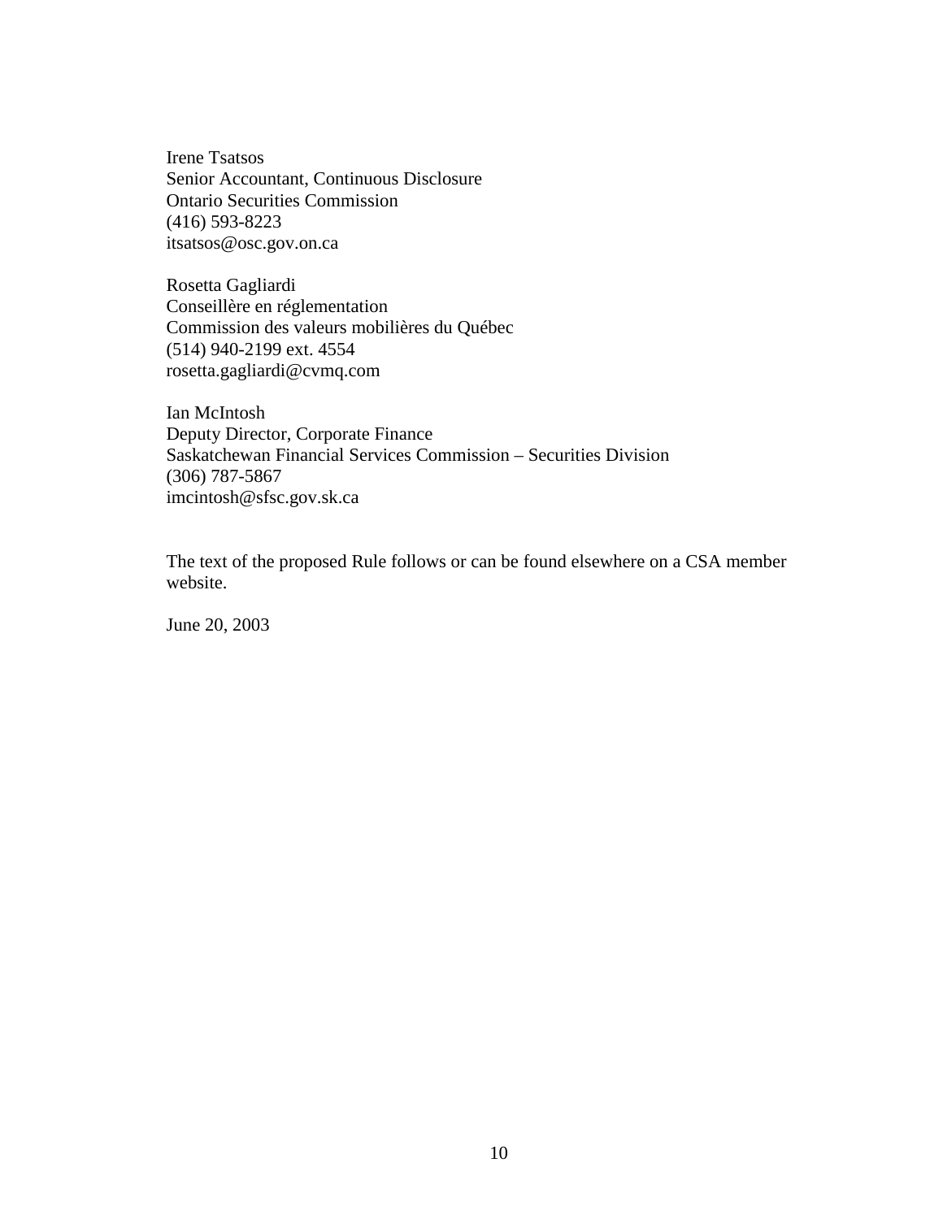Irene Tsatsos  
Senior Accountant, Continuous Disclosure  
Ontario Securities Commission  
(416) 593-8223  
itsatsos@osc.gov.on.ca

Rosetta Gagliardi  
Conseillère en réglementation  
Commission des valeurs mobilières du Québec  
(514) 940-2199 ext. 4554  
rosetta.gagliardi@cvmq.com

Ian McIntosh  
Deputy Director, Corporate Finance  
Saskatchewan Financial Services Commission – Securities Division  
(306) 787-5867  
imcintosh@sfsc.gov.sk.ca

The text of the proposed Rule follows or can be found elsewhere on a CSA member website.

June 20, 2003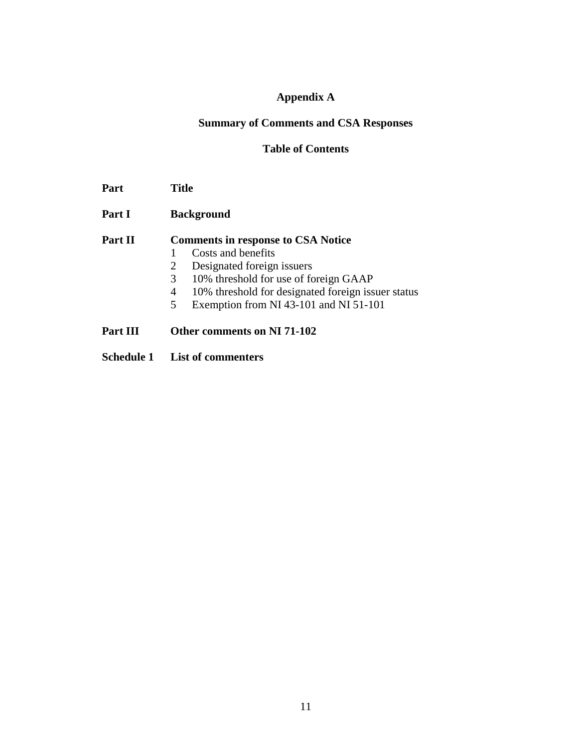# Appendix A

## Summary of Comments and CSA Responses

### Table of Contents

| Part | Title |
| --- | --- |
| **Part I** | **Background** |
| **Part II** | **Comments in response to CSA Notice**<br>1 Costs and benefits<br>2 Designated foreign issuers<br>3 10% threshold for use of foreign GAAP<br>4 10% threshold for designated foreign issuer status<br>5 Exemption from NI 43-101 and NI 51-101 |
| **Part III** | **Other comments on NI 71-102** |
| **Schedule 1** | **List of commenters** |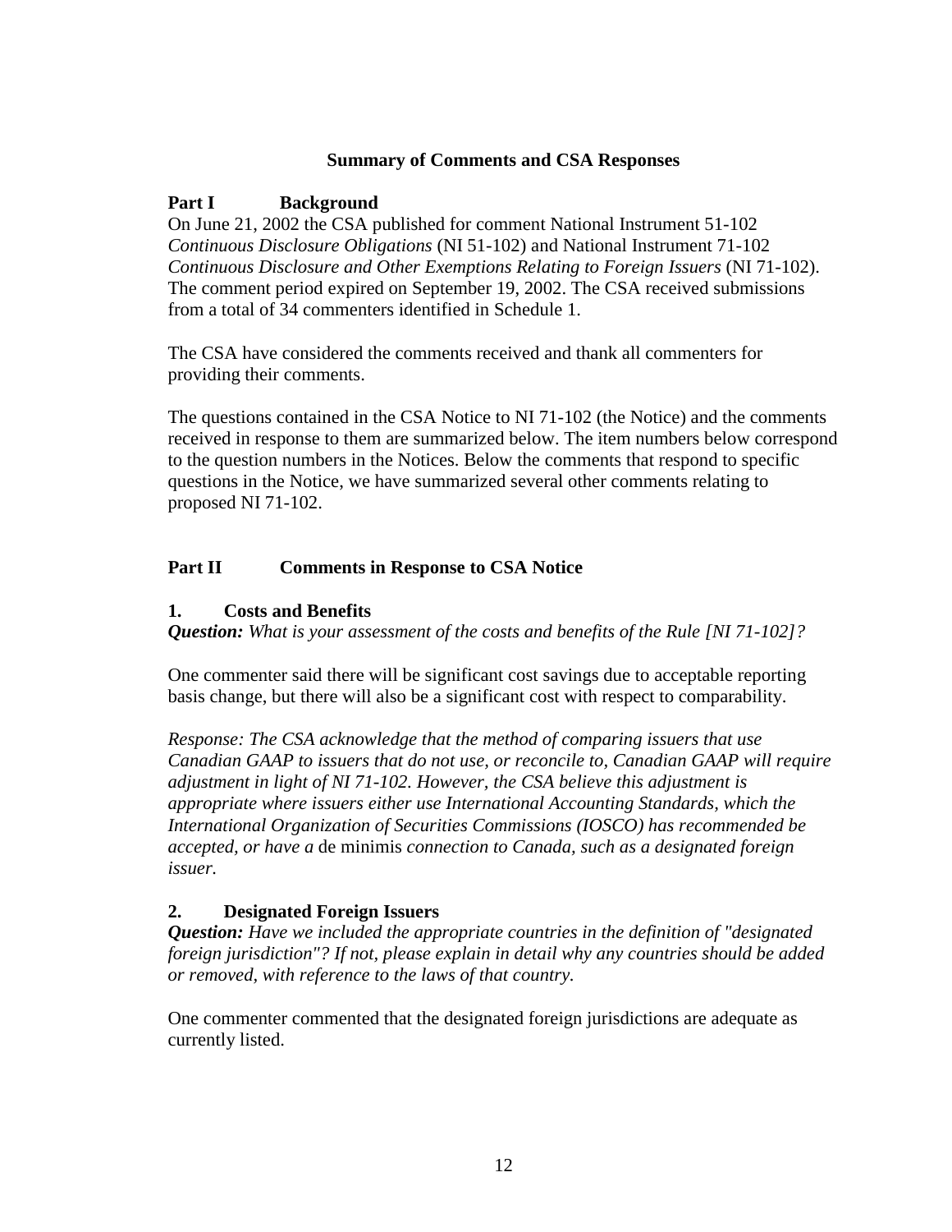## Summary of Comments and CSA Responses

### Part I Background

On June 21, 2002 the CSA published for comment National Instrument 51-102 *Continuous Disclosure Obligations* (NI 51-102) and National Instrument 71-102 *Continuous Disclosure and Other Exemptions Relating to Foreign Issuers* (NI 71-102). The comment period expired on September 19, 2002. The CSA received submissions from a total of 34 commenters identified in Schedule 1.

The CSA have considered the comments received and thank all commenters for providing their comments.

The questions contained in the CSA Notice to NI 71-102 (the Notice) and the comments received in response to them are summarized below. The item numbers below correspond to the question numbers in the Notices. Below the comments that respond to specific questions in the Notice, we have summarized several other comments relating to proposed NI 71-102.

### Part II Comments in Response to CSA Notice

#### 1. Costs and Benefits

***Question:*** *What is your assessment of the costs and benefits of the Rule [NI 71-102]?*

One commenter said there will be significant cost savings due to acceptable reporting basis change, but there will also be a significant cost with respect to comparability.

*Response: The CSA acknowledge that the method of comparing issuers that use Canadian GAAP to issuers that do not use, or reconcile to, Canadian GAAP will require adjustment in light of NI 71-102. However, the CSA believe this adjustment is appropriate where issuers either use International Accounting Standards, which the International Organization of Securities Commissions (IOSCO) has recommended be accepted, or have a* de minimis *connection to Canada, such as a designated foreign issuer.*

#### 2. Designated Foreign Issuers

***Question:*** *Have we included the appropriate countries in the definition of "designated foreign jurisdiction"? If not, please explain in detail why any countries should be added or removed, with reference to the laws of that country.*

One commenter commented that the designated foreign jurisdictions are adequate as currently listed.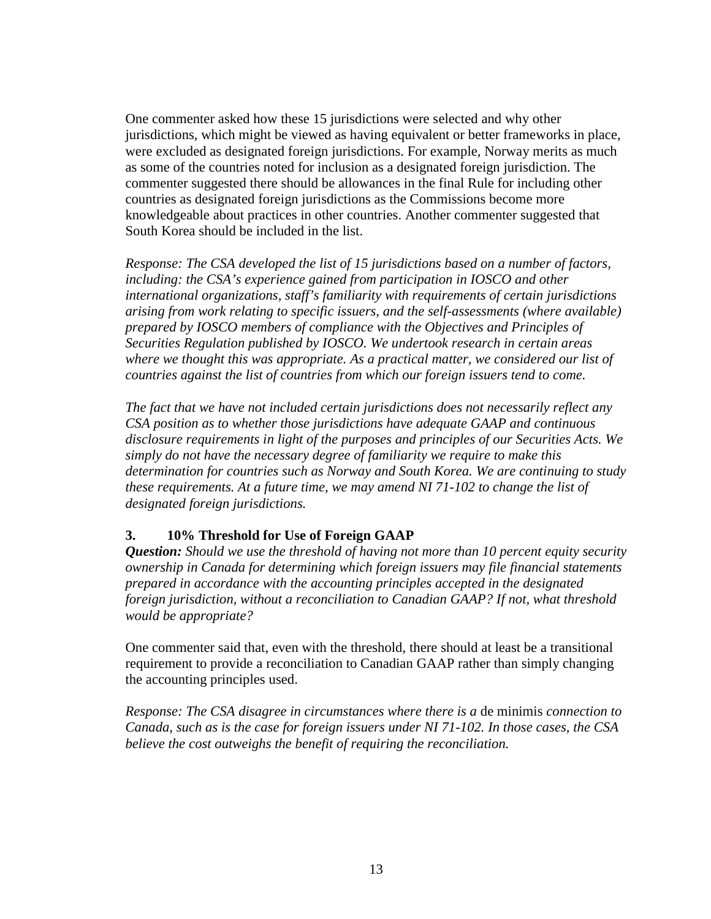One commenter asked how these 15 jurisdictions were selected and why other jurisdictions, which might be viewed as having equivalent or better frameworks in place, were excluded as designated foreign jurisdictions. For example, Norway merits as much as some of the countries noted for inclusion as a designated foreign jurisdiction. The commenter suggested there should be allowances in the final Rule for including other countries as designated foreign jurisdictions as the Commissions become more knowledgeable about practices in other countries. Another commenter suggested that South Korea should be included in the list.

*Response: The CSA developed the list of 15 jurisdictions based on a number of factors, including: the CSA's experience gained from participation in IOSCO and other international organizations, staff's familiarity with requirements of certain jurisdictions arising from work relating to specific issuers, and the self-assessments (where available) prepared by IOSCO members of compliance with the Objectives and Principles of Securities Regulation published by IOSCO. We undertook research in certain areas where we thought this was appropriate. As a practical matter, we considered our list of countries against the list of countries from which our foreign issuers tend to come.*

*The fact that we have not included certain jurisdictions does not necessarily reflect any CSA position as to whether those jurisdictions have adequate GAAP and continuous disclosure requirements in light of the purposes and principles of our Securities Acts. We simply do not have the necessary degree of familiarity we require to make this determination for countries such as Norway and South Korea. We are continuing to study these requirements. At a future time, we may amend NI 71-102 to change the list of designated foreign jurisdictions.*

### 3. 10% Threshold for Use of Foreign GAAP

***Question:*** *Should we use the threshold of having not more than 10 percent equity security ownership in Canada for determining which foreign issuers may file financial statements prepared in accordance with the accounting principles accepted in the designated foreign jurisdiction, without a reconciliation to Canadian GAAP? If not, what threshold would be appropriate?*

One commenter said that, even with the threshold, there should at least be a transitional requirement to provide a reconciliation to Canadian GAAP rather than simply changing the accounting principles used.

*Response: The CSA disagree in circumstances where there is a* de minimis *connection to Canada, such as is the case for foreign issuers under NI 71-102. In those cases, the CSA believe the cost outweighs the benefit of requiring the reconciliation.*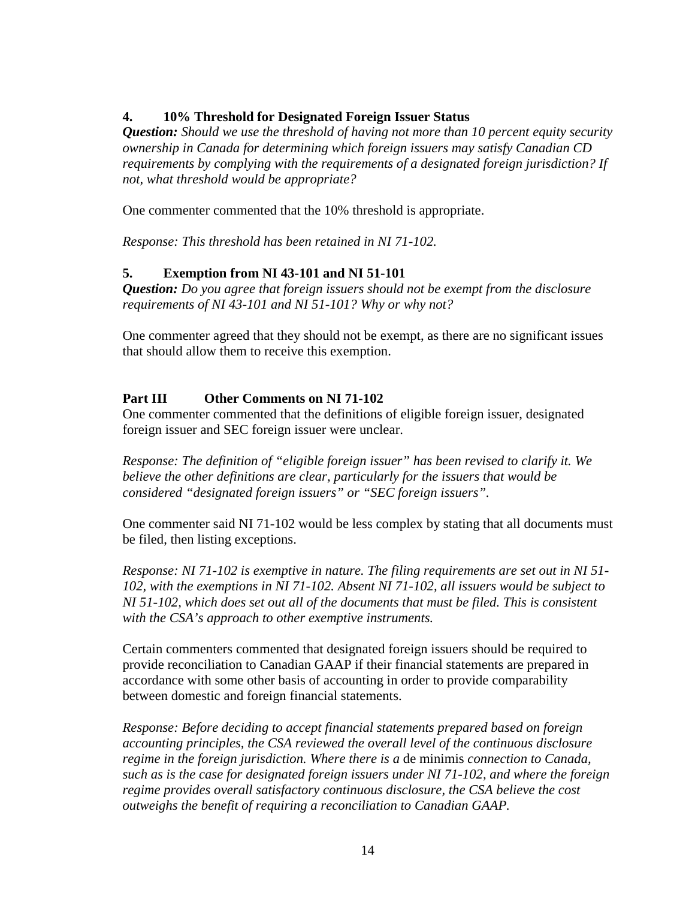### 4. 10% Threshold for Designated Foreign Issuer Status

***Question:*** *Should we use the threshold of having not more than 10 percent equity security ownership in Canada for determining which foreign issuers may satisfy Canadian CD requirements by complying with the requirements of a designated foreign jurisdiction? If not, what threshold would be appropriate?*

One commenter commented that the 10% threshold is appropriate.

*Response: This threshold has been retained in NI 71-102.*

### 5. Exemption from NI 43-101 and NI 51-101

***Question:*** *Do you agree that foreign issuers should not be exempt from the disclosure requirements of NI 43-101 and NI 51-101? Why or why not?*

One commenter agreed that they should not be exempt, as there are no significant issues that should allow them to receive this exemption.

## Part III Other Comments on NI 71-102

One commenter commented that the definitions of eligible foreign issuer, designated foreign issuer and SEC foreign issuer were unclear.

*Response: The definition of "eligible foreign issuer" has been revised to clarify it. We believe the other definitions are clear, particularly for the issuers that would be considered "designated foreign issuers" or "SEC foreign issuers".*

One commenter said NI 71-102 would be less complex by stating that all documents must be filed, then listing exceptions.

*Response: NI 71-102 is exemptive in nature. The filing requirements are set out in NI 51-102, with the exemptions in NI 71-102. Absent NI 71-102, all issuers would be subject to NI 51-102, which does set out all of the documents that must be filed. This is consistent with the CSA's approach to other exemptive instruments.*

Certain commenters commented that designated foreign issuers should be required to provide reconciliation to Canadian GAAP if their financial statements are prepared in accordance with some other basis of accounting in order to provide comparability between domestic and foreign financial statements.

*Response: Before deciding to accept financial statements prepared based on foreign accounting principles, the CSA reviewed the overall level of the continuous disclosure regime in the foreign jurisdiction. Where there is a* de minimis *connection to Canada, such as is the case for designated foreign issuers under NI 71-102, and where the foreign regime provides overall satisfactory continuous disclosure, the CSA believe the cost outweighs the benefit of requiring a reconciliation to Canadian GAAP.*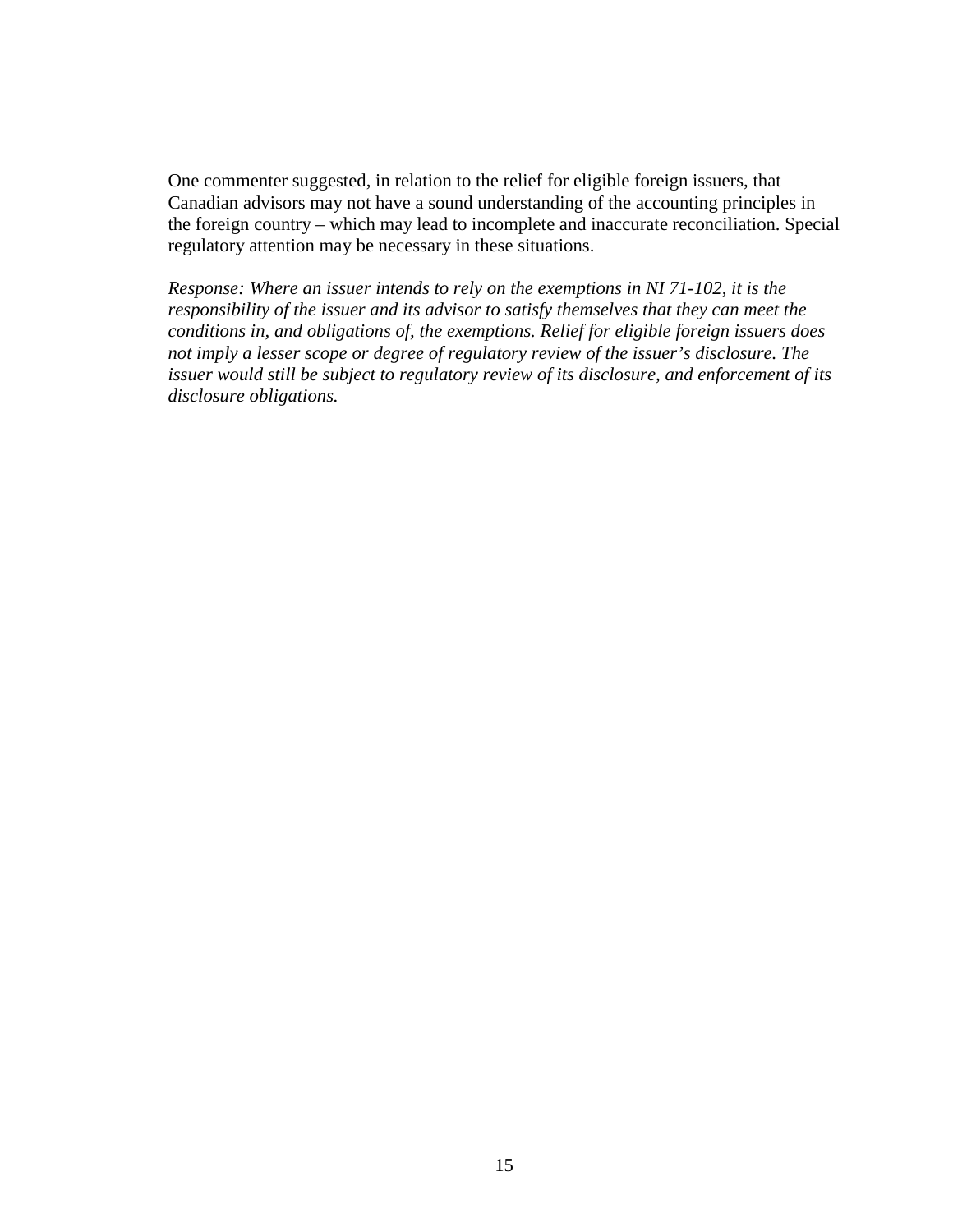One commenter suggested, in relation to the relief for eligible foreign issuers, that Canadian advisors may not have a sound understanding of the accounting principles in the foreign country – which may lead to incomplete and inaccurate reconciliation. Special regulatory attention may be necessary in these situations.

*Response: Where an issuer intends to rely on the exemptions in NI 71-102, it is the responsibility of the issuer and its advisor to satisfy themselves that they can meet the conditions in, and obligations of, the exemptions. Relief for eligible foreign issuers does not imply a lesser scope or degree of regulatory review of the issuer's disclosure. The issuer would still be subject to regulatory review of its disclosure, and enforcement of its disclosure obligations.*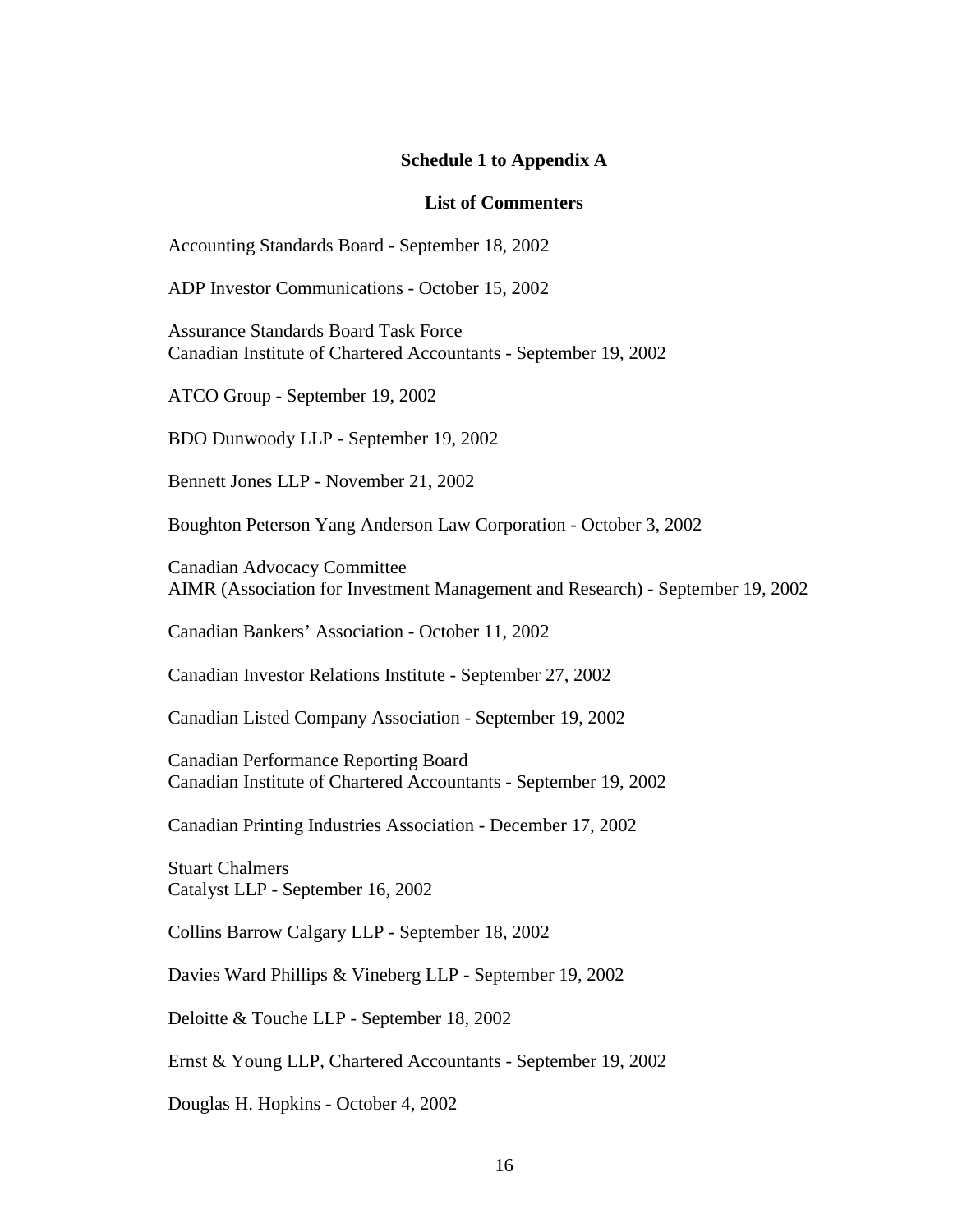**Schedule 1 to Appendix A**

**List of Commenters**

Accounting Standards Board - September 18, 2002

ADP Investor Communications - October 15, 2002

Assurance Standards Board Task Force
Canadian Institute of Chartered Accountants - September 19, 2002

ATCO Group - September 19, 2002

BDO Dunwoody LLP - September 19, 2002

Bennett Jones LLP - November 21, 2002

Boughton Peterson Yang Anderson Law Corporation - October 3, 2002

Canadian Advocacy Committee
AIMR (Association for Investment Management and Research) - September 19, 2002

Canadian Bankers' Association - October 11, 2002

Canadian Investor Relations Institute - September 27, 2002

Canadian Listed Company Association - September 19, 2002

Canadian Performance Reporting Board
Canadian Institute of Chartered Accountants - September 19, 2002

Canadian Printing Industries Association - December 17, 2002

Stuart Chalmers
Catalyst LLP - September 16, 2002

Collins Barrow Calgary LLP - September 18, 2002

Davies Ward Phillips & Vineberg LLP - September 19, 2002

Deloitte & Touche LLP - September 18, 2002

Ernst & Young LLP, Chartered Accountants - September 19, 2002

Douglas H. Hopkins - October 4, 2002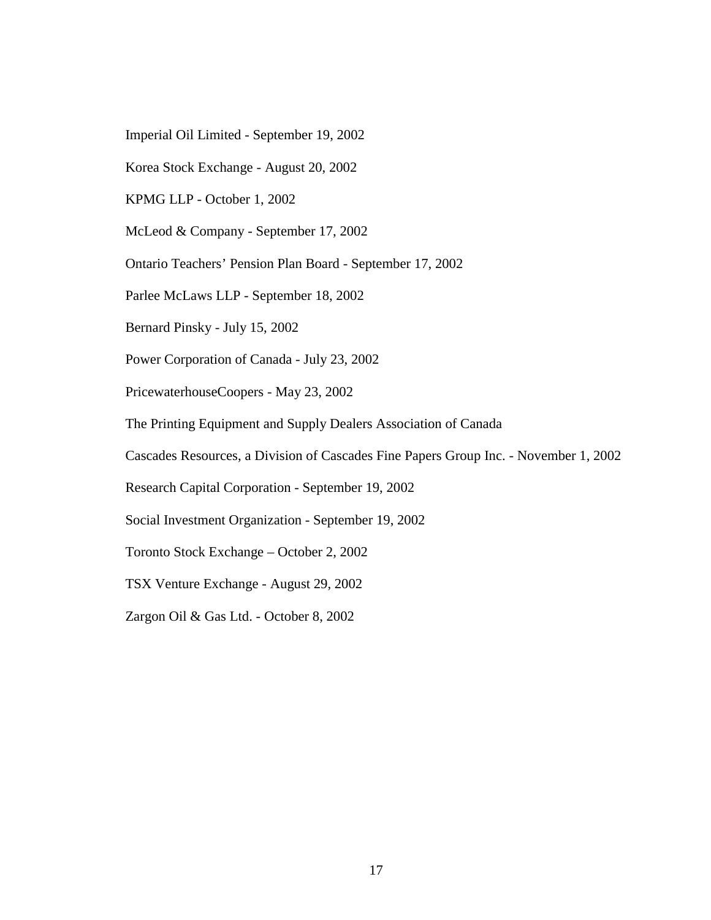Imperial Oil Limited - September 19, 2002

Korea Stock Exchange - August 20, 2002

KPMG LLP - October 1, 2002

McLeod & Company - September 17, 2002

Ontario Teachers' Pension Plan Board - September 17, 2002

Parlee McLaws LLP - September 18, 2002

Bernard Pinsky - July 15, 2002

Power Corporation of Canada - July 23, 2002

PricewaterhouseCoopers - May 23, 2002

The Printing Equipment and Supply Dealers Association of Canada

Cascades Resources, a Division of Cascades Fine Papers Group Inc. - November 1, 2002

Research Capital Corporation - September 19, 2002

Social Investment Organization - September 19, 2002

Toronto Stock Exchange – October 2, 2002

TSX Venture Exchange - August 29, 2002

Zargon Oil & Gas Ltd. - October 8, 2002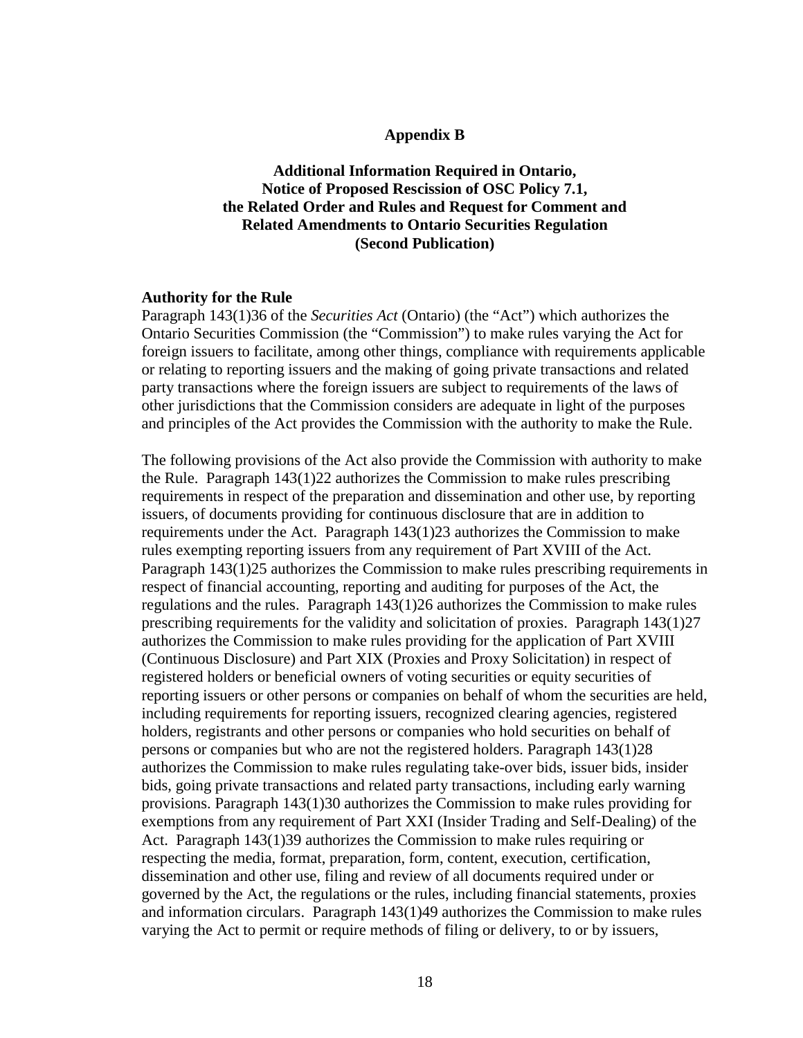## Appendix B

### Additional Information Required in Ontario, Notice of Proposed Rescission of OSC Policy 7.1, the Related Order and Rules and Request for Comment and Related Amendments to Ontario Securities Regulation (Second Publication)

**Authority for the Rule**

Paragraph 143(1)36 of the *Securities Act* (Ontario) (the "Act") which authorizes the Ontario Securities Commission (the "Commission") to make rules varying the Act for foreign issuers to facilitate, among other things, compliance with requirements applicable or relating to reporting issuers and the making of going private transactions and related party transactions where the foreign issuers are subject to requirements of the laws of other jurisdictions that the Commission considers are adequate in light of the purposes and principles of the Act provides the Commission with the authority to make the Rule.

The following provisions of the Act also provide the Commission with authority to make the Rule. Paragraph 143(1)22 authorizes the Commission to make rules prescribing requirements in respect of the preparation and dissemination and other use, by reporting issuers, of documents providing for continuous disclosure that are in addition to requirements under the Act. Paragraph 143(1)23 authorizes the Commission to make rules exempting reporting issuers from any requirement of Part XVIII of the Act. Paragraph 143(1)25 authorizes the Commission to make rules prescribing requirements in respect of financial accounting, reporting and auditing for purposes of the Act, the regulations and the rules. Paragraph 143(1)26 authorizes the Commission to make rules prescribing requirements for the validity and solicitation of proxies. Paragraph 143(1)27 authorizes the Commission to make rules providing for the application of Part XVIII (Continuous Disclosure) and Part XIX (Proxies and Proxy Solicitation) in respect of registered holders or beneficial owners of voting securities or equity securities of reporting issuers or other persons or companies on behalf of whom the securities are held, including requirements for reporting issuers, recognized clearing agencies, registered holders, registrants and other persons or companies who hold securities on behalf of persons or companies but who are not the registered holders. Paragraph 143(1)28 authorizes the Commission to make rules regulating take-over bids, issuer bids, insider bids, going private transactions and related party transactions, including early warning provisions. Paragraph 143(1)30 authorizes the Commission to make rules providing for exemptions from any requirement of Part XXI (Insider Trading and Self-Dealing) of the Act. Paragraph 143(1)39 authorizes the Commission to make rules requiring or respecting the media, format, preparation, form, content, execution, certification, dissemination and other use, filing and review of all documents required under or governed by the Act, the regulations or the rules, including financial statements, proxies and information circulars. Paragraph 143(1)49 authorizes the Commission to make rules varying the Act to permit or require methods of filing or delivery, to or by issuers,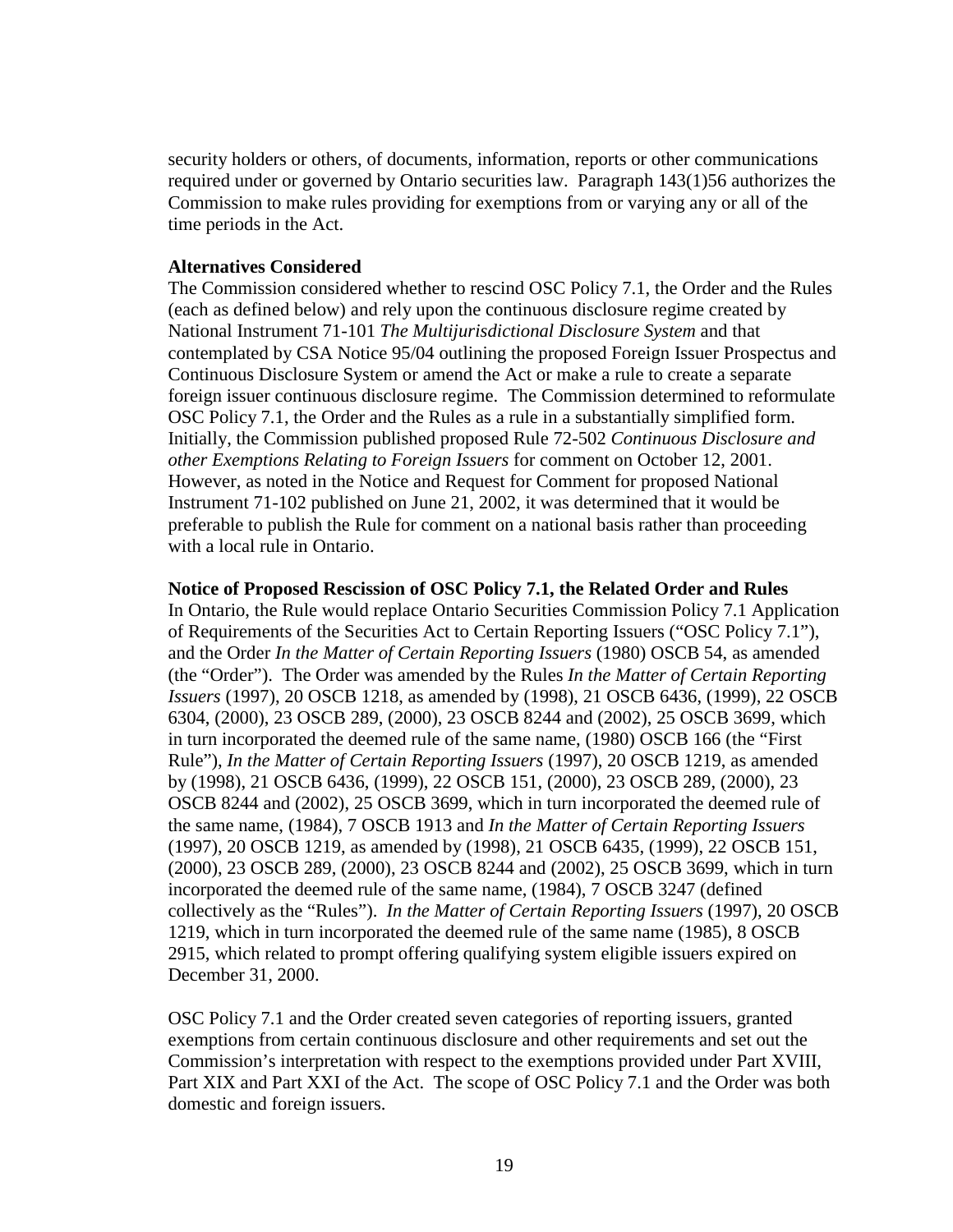security holders or others, of documents, information, reports or other communications required under or governed by Ontario securities law. Paragraph 143(1)56 authorizes the Commission to make rules providing for exemptions from or varying any or all of the time periods in the Act.

**Alternatives Considered**

The Commission considered whether to rescind OSC Policy 7.1, the Order and the Rules (each as defined below) and rely upon the continuous disclosure regime created by National Instrument 71-101 *The Multijurisdictional Disclosure System* and that contemplated by CSA Notice 95/04 outlining the proposed Foreign Issuer Prospectus and Continuous Disclosure System or amend the Act or make a rule to create a separate foreign issuer continuous disclosure regime. The Commission determined to reformulate OSC Policy 7.1, the Order and the Rules as a rule in a substantially simplified form. Initially, the Commission published proposed Rule 72-502 *Continuous Disclosure and other Exemptions Relating to Foreign Issuers* for comment on October 12, 2001. However, as noted in the Notice and Request for Comment for proposed National Instrument 71-102 published on June 21, 2002, it was determined that it would be preferable to publish the Rule for comment on a national basis rather than proceeding with a local rule in Ontario.

**Notice of Proposed Rescission of OSC Policy 7.1, the Related Order and Rules**

In Ontario, the Rule would replace Ontario Securities Commission Policy 7.1 Application of Requirements of the Securities Act to Certain Reporting Issuers ("OSC Policy 7.1"), and the Order *In the Matter of Certain Reporting Issuers* (1980) OSCB 54, as amended (the "Order"). The Order was amended by the Rules *In the Matter of Certain Reporting Issuers* (1997), 20 OSCB 1218, as amended by (1998), 21 OSCB 6436, (1999), 22 OSCB 6304, (2000), 23 OSCB 289, (2000), 23 OSCB 8244 and (2002), 25 OSCB 3699, which in turn incorporated the deemed rule of the same name, (1980) OSCB 166 (the "First Rule"), *In the Matter of Certain Reporting Issuers* (1997), 20 OSCB 1219, as amended by (1998), 21 OSCB 6436, (1999), 22 OSCB 151, (2000), 23 OSCB 289, (2000), 23 OSCB 8244 and (2002), 25 OSCB 3699, which in turn incorporated the deemed rule of the same name, (1984), 7 OSCB 1913 and *In the Matter of Certain Reporting Issuers* (1997), 20 OSCB 1219, as amended by (1998), 21 OSCB 6435, (1999), 22 OSCB 151, (2000), 23 OSCB 289, (2000), 23 OSCB 8244 and (2002), 25 OSCB 3699, which in turn incorporated the deemed rule of the same name, (1984), 7 OSCB 3247 (defined collectively as the "Rules"). *In the Matter of Certain Reporting Issuers* (1997), 20 OSCB 1219, which in turn incorporated the deemed rule of the same name (1985), 8 OSCB 2915, which related to prompt offering qualifying system eligible issuers expired on December 31, 2000.

OSC Policy 7.1 and the Order created seven categories of reporting issuers, granted exemptions from certain continuous disclosure and other requirements and set out the Commission's interpretation with respect to the exemptions provided under Part XVIII, Part XIX and Part XXI of the Act. The scope of OSC Policy 7.1 and the Order was both domestic and foreign issuers.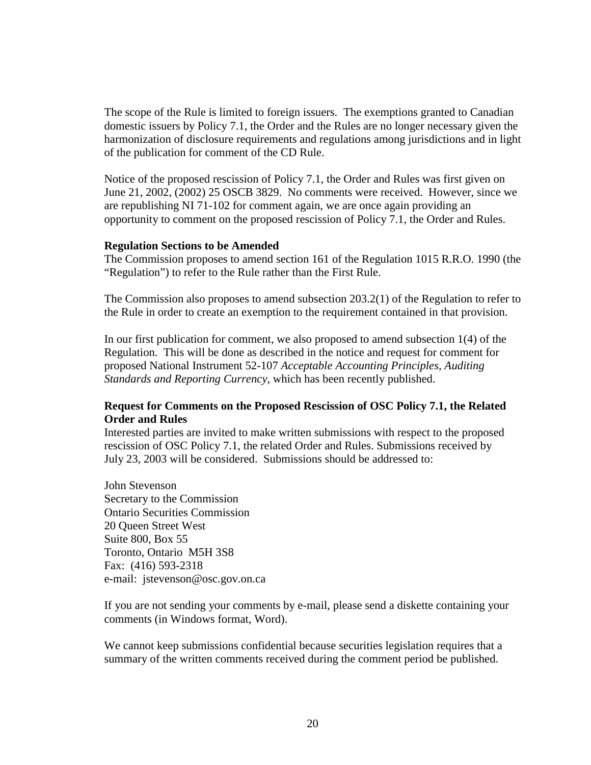The scope of the Rule is limited to foreign issuers. The exemptions granted to Canadian domestic issuers by Policy 7.1, the Order and the Rules are no longer necessary given the harmonization of disclosure requirements and regulations among jurisdictions and in light of the publication for comment of the CD Rule.

Notice of the proposed rescission of Policy 7.1, the Order and Rules was first given on June 21, 2002, (2002) 25 OSCB 3829. No comments were received. However, since we are republishing NI 71-102 for comment again, we are once again providing an opportunity to comment on the proposed rescission of Policy 7.1, the Order and Rules.

**Regulation Sections to be Amended**

The Commission proposes to amend section 161 of the Regulation 1015 R.R.O. 1990 (the "Regulation") to refer to the Rule rather than the First Rule.

The Commission also proposes to amend subsection 203.2(1) of the Regulation to refer to the Rule in order to create an exemption to the requirement contained in that provision.

In our first publication for comment, we also proposed to amend subsection 1(4) of the Regulation. This will be done as described in the notice and request for comment for proposed National Instrument 52-107 *Acceptable Accounting Principles, Auditing Standards and Reporting Currency*, which has been recently published.

**Request for Comments on the Proposed Rescission of OSC Policy 7.1, the Related Order and Rules**

Interested parties are invited to make written submissions with respect to the proposed rescission of OSC Policy 7.1, the related Order and Rules. Submissions received by July 23, 2003 will be considered. Submissions should be addressed to:

John Stevenson
Secretary to the Commission
Ontario Securities Commission
20 Queen Street West
Suite 800, Box 55
Toronto, Ontario M5H 3S8
Fax: (416) 593-2318
e-mail: jstevenson@osc.gov.on.ca

If you are not sending your comments by e-mail, please send a diskette containing your comments (in Windows format, Word).

We cannot keep submissions confidential because securities legislation requires that a summary of the written comments received during the comment period be published.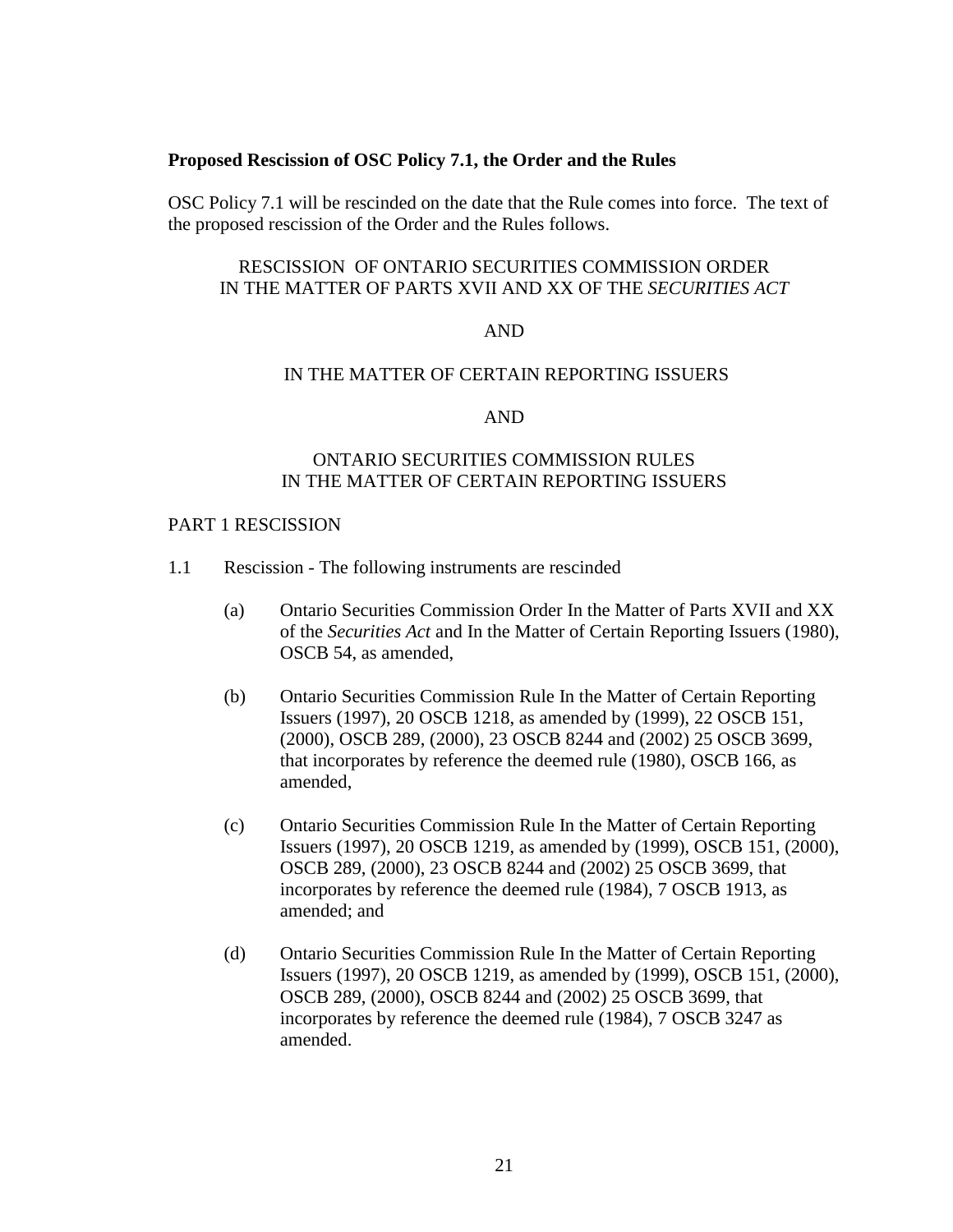**Proposed Rescission of OSC Policy 7.1, the Order and the Rules**

OSC Policy 7.1 will be rescinded on the date that the Rule comes into force. The text of the proposed rescission of the Order and the Rules follows.

RESCISSION OF ONTARIO SECURITIES COMMISSION ORDER IN THE MATTER OF PARTS XVII AND XX OF THE *SECURITIES ACT*

AND

IN THE MATTER OF CERTAIN REPORTING ISSUERS

AND

ONTARIO SECURITIES COMMISSION RULES IN THE MATTER OF CERTAIN REPORTING ISSUERS

PART 1 RESCISSION

1.1 Rescission - The following instruments are rescinded

(a) Ontario Securities Commission Order In the Matter of Parts XVII and XX of the *Securities Act* and In the Matter of Certain Reporting Issuers (1980), OSCB 54, as amended,

(b) Ontario Securities Commission Rule In the Matter of Certain Reporting Issuers (1997), 20 OSCB 1218, as amended by (1999), 22 OSCB 151, (2000), OSCB 289, (2000), 23 OSCB 8244 and (2002) 25 OSCB 3699, that incorporates by reference the deemed rule (1980), OSCB 166, as amended,

(c) Ontario Securities Commission Rule In the Matter of Certain Reporting Issuers (1997), 20 OSCB 1219, as amended by (1999), OSCB 151, (2000), OSCB 289, (2000), 23 OSCB 8244 and (2002) 25 OSCB 3699, that incorporates by reference the deemed rule (1984), 7 OSCB 1913, as amended; and

(d) Ontario Securities Commission Rule In the Matter of Certain Reporting Issuers (1997), 20 OSCB 1219, as amended by (1999), OSCB 151, (2000), OSCB 289, (2000), OSCB 8244 and (2002) 25 OSCB 3699, that incorporates by reference the deemed rule (1984), 7 OSCB 3247 as amended.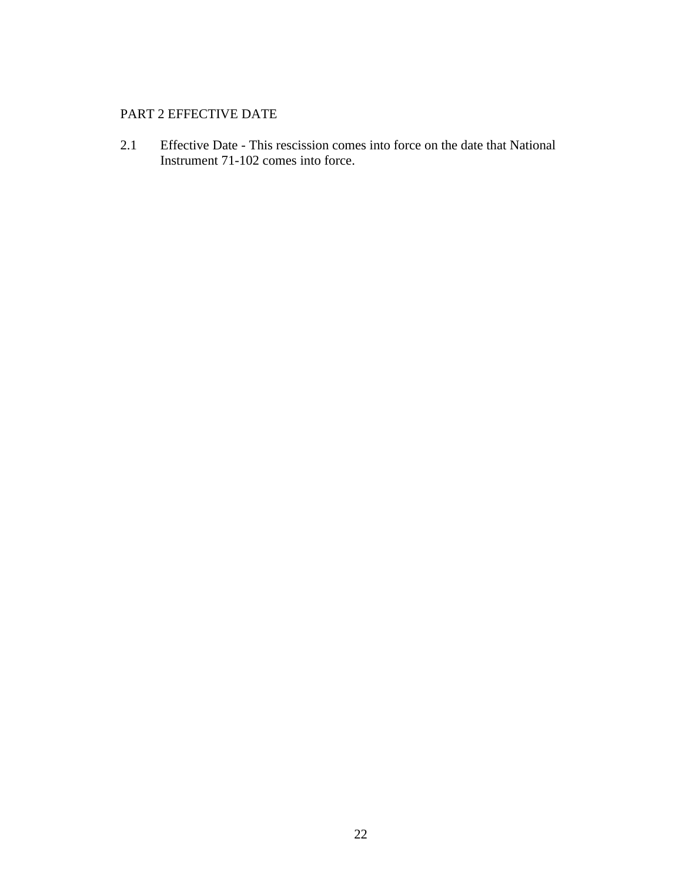## PART 2 EFFECTIVE DATE

2.1 Effective Date - This rescission comes into force on the date that National Instrument 71-102 comes into force.